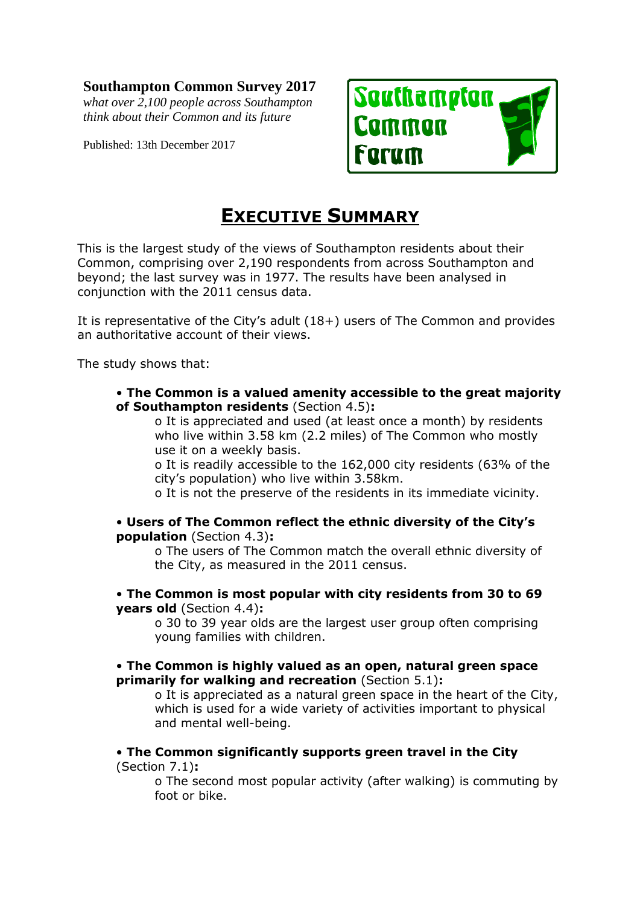**Southampton Common Survey 2017**

*what over 2,100 people across Southampton think about their Common and its future*

Published: 13th December 2017

Southampton Common Forum

# EXECUTIVE SUMMARY

This is the largest study of the views of Southampton residents about their Common, comprising over 2,190 respondents from across Southampton and beyond; the last survey was in 1977. The results have been analysed in conjunction with the 2011 census data.

It is representative of the City's adult (18+) users of The Common and provides an authoritative account of their views.

The study shows that:

- **The Common is a valued amenity accessible to the great majority of Southampton residents** (Section 4.5)**:**
  - It is appreciated and used (at least once a month) by residents who live within 3.58 km (2.2 miles) of The Common who mostly use it on a weekly basis.
  - It is readily accessible to the 162,000 city residents (63% of the city's population) who live within 3.58km.
  - It is not the preserve of the residents in its immediate vicinity.
- **Users of The Common reflect the ethnic diversity of the City's population** (Section 4.3)**:**
  - The users of The Common match the overall ethnic diversity of the City, as measured in the 2011 census.
- **The Common is most popular with city residents from 30 to 69 years old** (Section 4.4)**:**
  - 30 to 39 year olds are the largest user group often comprising young families with children.
- **The Common is highly valued as an open, natural green space primarily for walking and recreation** (Section 5.1)**:**
  - It is appreciated as a natural green space in the heart of the City, which is used for a wide variety of activities important to physical and mental well-being.
- **The Common significantly supports green travel in the City** (Section 7.1)**:**
  - The second most popular activity (after walking) is commuting by foot or bike.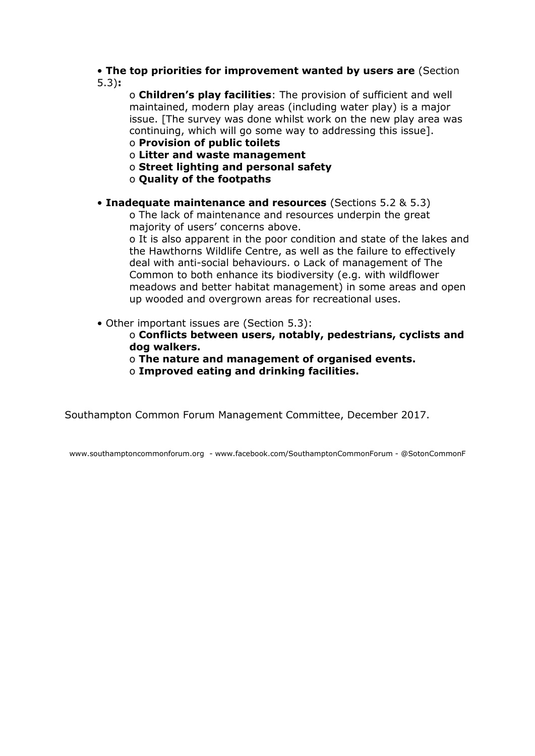- **The top priorities for improvement wanted by users are** (Section 5.3)**:**
  - **Children's play facilities**: The provision of sufficient and well maintained, modern play areas (including water play) is a major issue. [The survey was done whilst work on the new play area was continuing, which will go some way to addressing this issue].
  - **Provision of public toilets**
  - **Litter and waste management**
  - **Street lighting and personal safety**
  - **Quality of the footpaths**

- **Inadequate maintenance and resources** (Sections 5.2 & 5.3)
  - The lack of maintenance and resources underpin the great majority of users' concerns above.
  - It is also apparent in the poor condition and state of the lakes and the Hawthorns Wildlife Centre, as well as the failure to effectively deal with anti-social behaviours. o Lack of management of The Common to both enhance its biodiversity (e.g. with wildflower meadows and better habitat management) in some areas and open up wooded and overgrown areas for recreational uses.

- Other important issues are (Section 5.3):
  - **Conflicts between users, notably, pedestrians, cyclists and dog walkers.**
  - **The nature and management of organised events.**
  - **Improved eating and drinking facilities.**

Southampton Common Forum Management Committee, December 2017.

www.southamptoncommonforum.org - www.facebook.com/SouthamptonCommonForum - @SotonCommonF